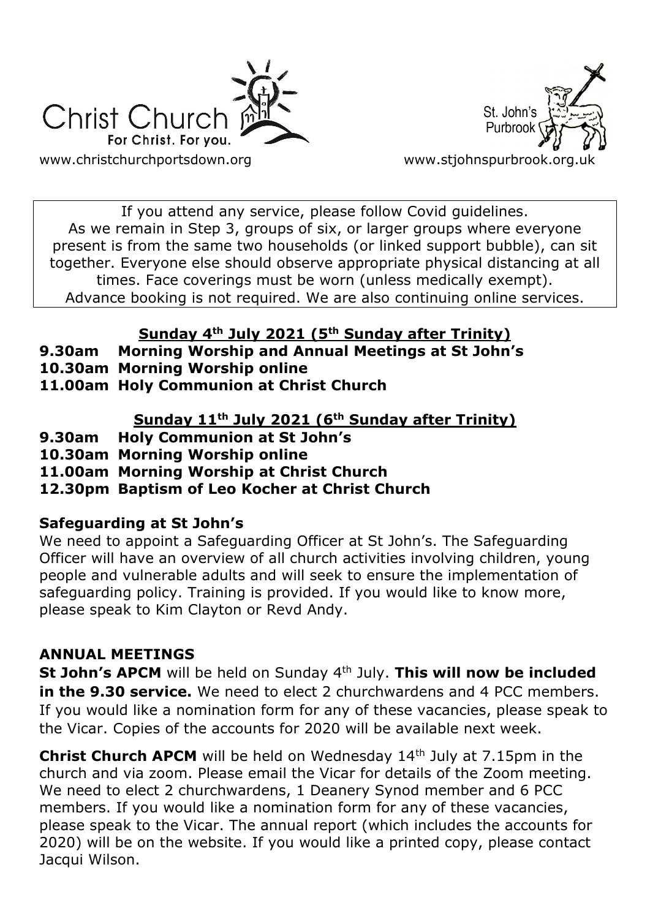Christ Church
For Christ. For you.

www.christchurchportsdown.org

St. John's Purbrook

www.stjohnspurbrook.org.uk

If you attend any service, please follow Covid guidelines. As we remain in Step 3, groups of six, or larger groups where everyone present is from the same two households (or linked support bubble), can sit together. Everyone else should observe appropriate physical distancing at all times. Face coverings must be worn (unless medically exempt). Advance booking is not required. We are also continuing online services.

## Sunday 4th July 2021 (5th Sunday after Trinity)

**9.30am Morning Worship and Annual Meetings at St John's**
**10.30am Morning Worship online**
**11.00am Holy Communion at Christ Church**

## Sunday 11th July 2021 (6th Sunday after Trinity)

**9.30am Holy Communion at St John's**
**10.30am Morning Worship online**
**11.00am Morning Worship at Christ Church**
**12.30pm Baptism of Leo Kocher at Christ Church**

### Safeguarding at St John's

We need to appoint a Safeguarding Officer at St John's. The Safeguarding Officer will have an overview of all church activities involving children, young people and vulnerable adults and will seek to ensure the implementation of safeguarding policy. Training is provided. If you would like to know more, please speak to Kim Clayton or Revd Andy.

### ANNUAL MEETINGS

**St John's APCM** will be held on Sunday 4th July. **This will now be included in the 9.30 service.** We need to elect 2 churchwardens and 4 PCC members. If you would like a nomination form for any of these vacancies, please speak to the Vicar. Copies of the accounts for 2020 will be available next week.

**Christ Church APCM** will be held on Wednesday 14th July at 7.15pm in the church and via zoom. Please email the Vicar for details of the Zoom meeting. We need to elect 2 churchwardens, 1 Deanery Synod member and 6 PCC members. If you would like a nomination form for any of these vacancies, please speak to the Vicar. The annual report (which includes the accounts for 2020) will be on the website. If you would like a printed copy, please contact Jacqui Wilson.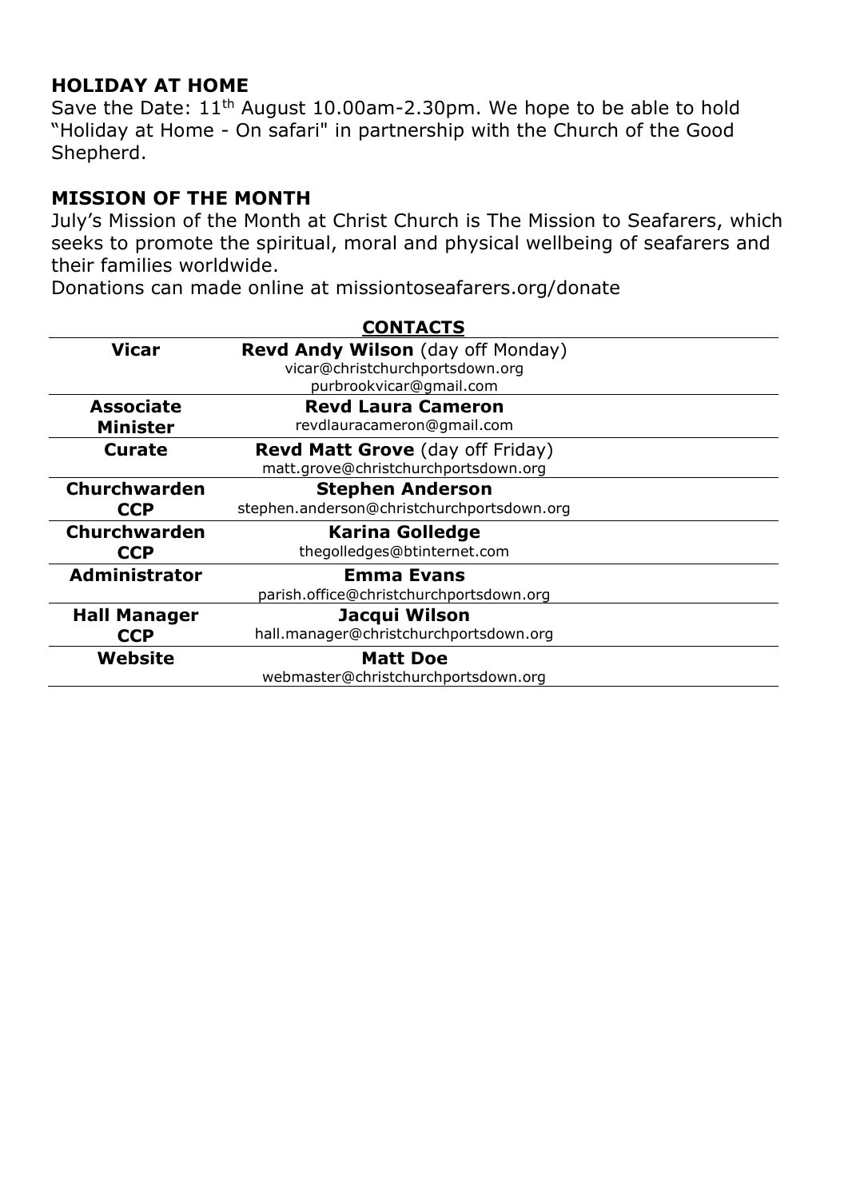## HOLIDAY AT HOME

Save the Date: 11th August 10.00am-2.30pm. We hope to be able to hold "Holiday at Home - On safari" in partnership with the Church of the Good Shepherd.

## MISSION OF THE MONTH

July's Mission of the Month at Christ Church is The Mission to Seafarers, which seeks to promote the spiritual, moral and physical wellbeing of seafarers and their families worldwide.
Donations can made online at missiontoseafarers.org/donate

## CONTACTS

| | |
|---|---|
| **Vicar** | **Revd Andy Wilson** (day off Monday)<br>vicar@christchurchportsdown.org<br>purbrookvicar@gmail.com |
| **Associate Minister** | **Revd Laura Cameron**<br>revdlauracameron@gmail.com |
| **Curate** | **Revd Matt Grove** (day off Friday)<br>matt.grove@christchurchportsdown.org |
| **Churchwarden CCP** | **Stephen Anderson**<br>stephen.anderson@christchurchportsdown.org |
| **Churchwarden CCP** | **Karina Golledge**<br>thegolledges@btinternet.com |
| **Administrator** | **Emma Evans**<br>parish.office@christchurchportsdown.org |
| **Hall Manager CCP** | **Jacqui Wilson**<br>hall.manager@christchurchportsdown.org |
| **Website** | **Matt Doe**<br>webmaster@christchurchportsdown.org |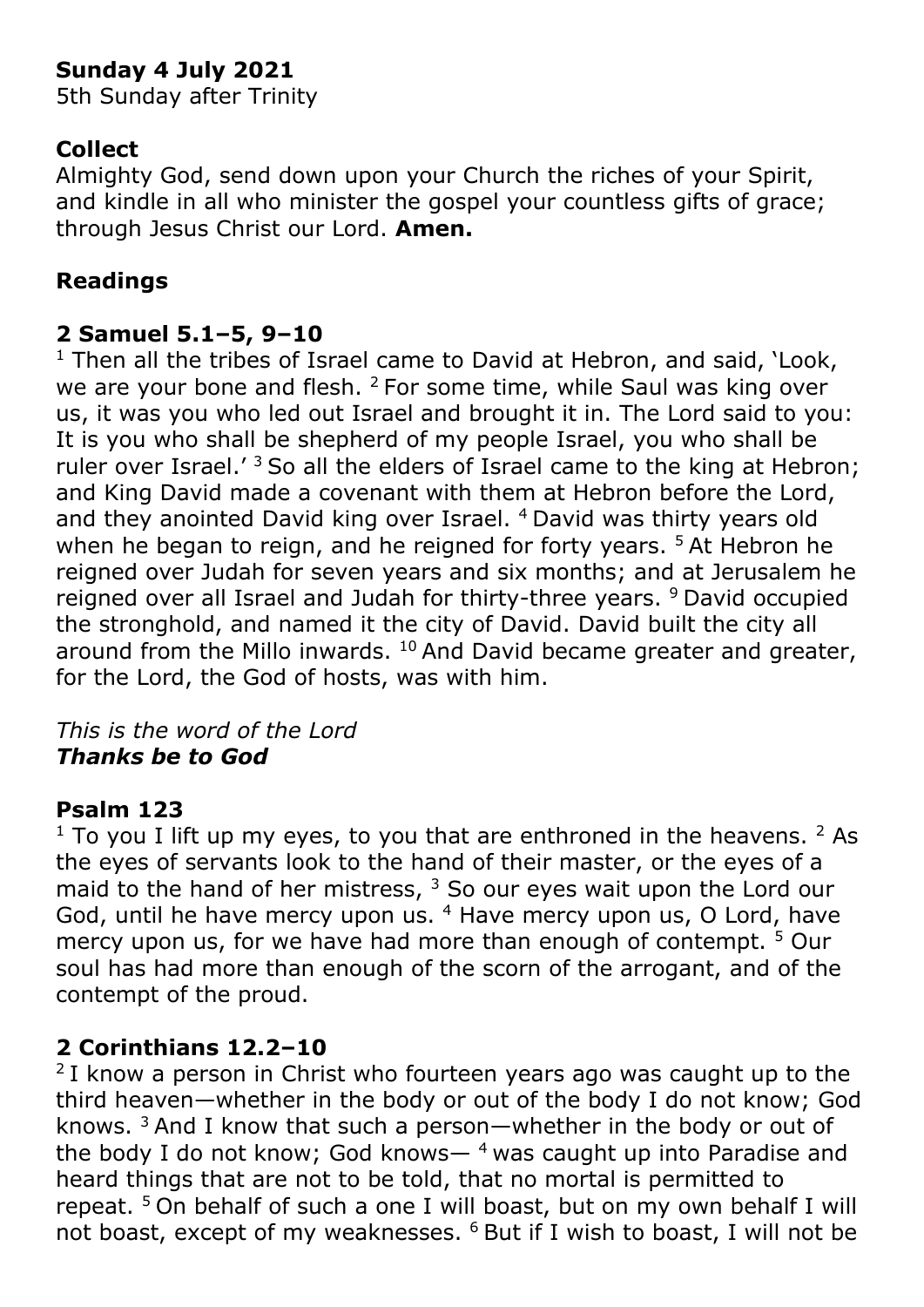**Sunday 4 July 2021**
5th Sunday after Trinity

## Collect

Almighty God, send down upon your Church the riches of your Spirit, and kindle in all who minister the gospel your countless gifts of grace; through Jesus Christ our Lord. **Amen.**

## Readings

### 2 Samuel 5.1–5, 9–10

[1] Then all the tribes of Israel came to David at Hebron, and said, 'Look, we are your bone and flesh. [2] For some time, while Saul was king over us, it was you who led out Israel and brought it in. The Lord said to you: It is you who shall be shepherd of my people Israel, you who shall be ruler over Israel.' [3] So all the elders of Israel came to the king at Hebron; and King David made a covenant with them at Hebron before the Lord, and they anointed David king over Israel. [4] David was thirty years old when he began to reign, and he reigned for forty years. [5] At Hebron he reigned over Judah for seven years and six months; and at Jerusalem he reigned over all Israel and Judah for thirty-three years. [9] David occupied the stronghold, and named it the city of David. David built the city all around from the Millo inwards. [10] And David became greater and greater, for the Lord, the God of hosts, was with him.

*This is the word of the Lord*
***Thanks be to God***

### Psalm 123

[1] To you I lift up my eyes, to you that are enthroned in the heavens. [2] As the eyes of servants look to the hand of their master, or the eyes of a maid to the hand of her mistress, [3] So our eyes wait upon the Lord our God, until he have mercy upon us. [4] Have mercy upon us, O Lord, have mercy upon us, for we have had more than enough of contempt. [5] Our soul has had more than enough of the scorn of the arrogant, and of the contempt of the proud.

### 2 Corinthians 12.2–10

[2] I know a person in Christ who fourteen years ago was caught up to the third heaven—whether in the body or out of the body I do not know; God knows. [3] And I know that such a person—whether in the body or out of the body I do not know; God knows— [4] was caught up into Paradise and heard things that are not to be told, that no mortal is permitted to repeat. [5] On behalf of such a one I will boast, but on my own behalf I will not boast, except of my weaknesses. [6] But if I wish to boast, I will not be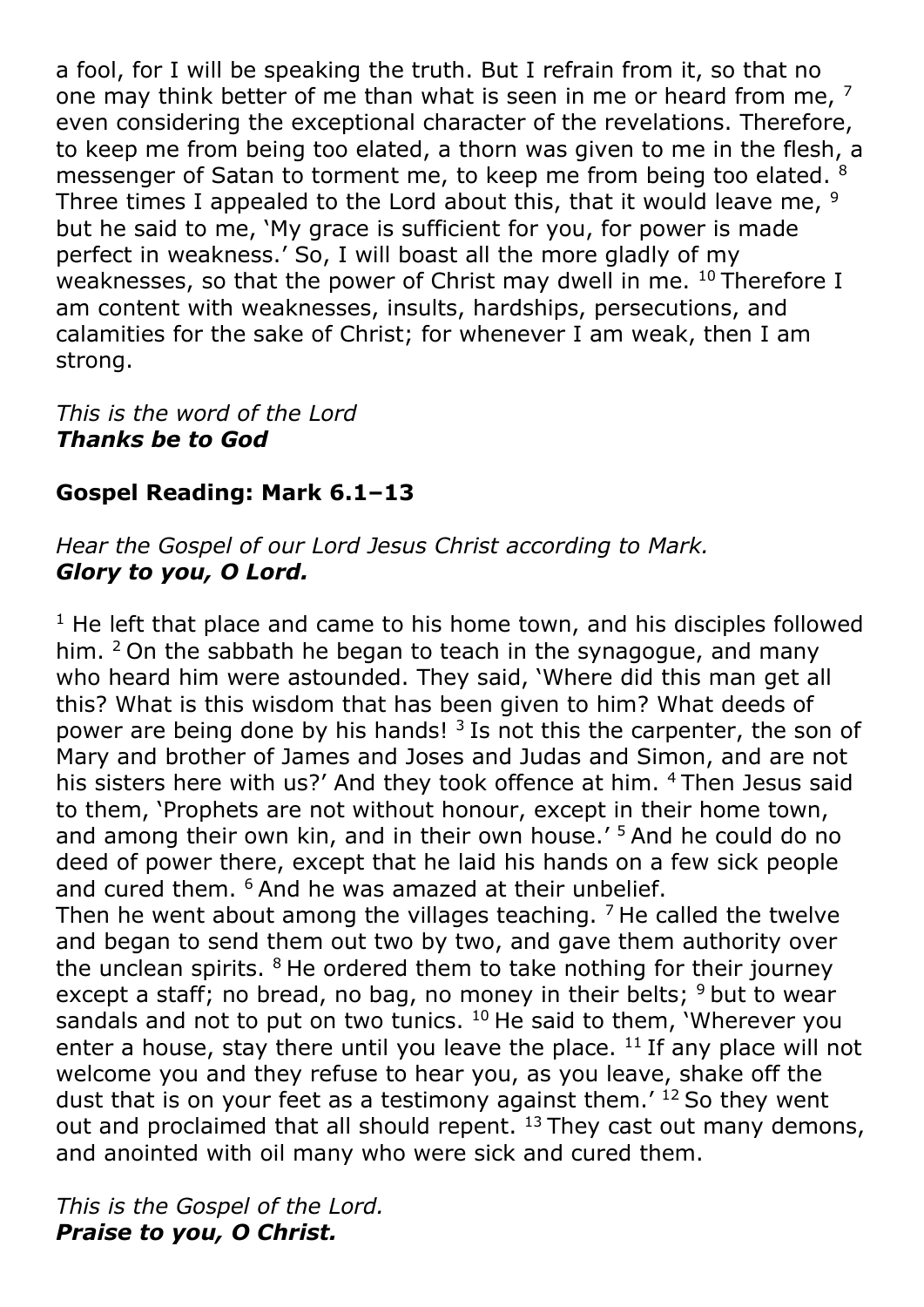a fool, for I will be speaking the truth. But I refrain from it, so that no one may think better of me than what is seen in me or heard from me, [7] even considering the exceptional character of the revelations. Therefore, to keep me from being too elated, a thorn was given to me in the flesh, a messenger of Satan to torment me, to keep me from being too elated. [8] Three times I appealed to the Lord about this, that it would leave me, [9] but he said to me, 'My grace is sufficient for you, for power is made perfect in weakness.' So, I will boast all the more gladly of my weaknesses, so that the power of Christ may dwell in me. [10] Therefore I am content with weaknesses, insults, hardships, persecutions, and calamities for the sake of Christ; for whenever I am weak, then I am strong.

*This is the word of the Lord*
***Thanks be to God***

**Gospel Reading: Mark 6.1–13**

*Hear the Gospel of our Lord Jesus Christ according to Mark.*
***Glory to you, O Lord.***

[1] He left that place and came to his home town, and his disciples followed him. [2] On the sabbath he began to teach in the synagogue, and many who heard him were astounded. They said, 'Where did this man get all this? What is this wisdom that has been given to him? What deeds of power are being done by his hands! [3] Is not this the carpenter, the son of Mary and brother of James and Joses and Judas and Simon, and are not his sisters here with us?' And they took offence at him. [4] Then Jesus said to them, 'Prophets are not without honour, except in their home town, and among their own kin, and in their own house.' [5] And he could do no deed of power there, except that he laid his hands on a few sick people and cured them. [6] And he was amazed at their unbelief.
Then he went about among the villages teaching. [7] He called the twelve and began to send them out two by two, and gave them authority over the unclean spirits. [8] He ordered them to take nothing for their journey except a staff; no bread, no bag, no money in their belts; [9] but to wear sandals and not to put on two tunics. [10] He said to them, 'Wherever you enter a house, stay there until you leave the place. [11] If any place will not welcome you and they refuse to hear you, as you leave, shake off the dust that is on your feet as a testimony against them.' [12] So they went out and proclaimed that all should repent. [13] They cast out many demons, and anointed with oil many who were sick and cured them.

*This is the Gospel of the Lord.*
***Praise to you, O Christ.***